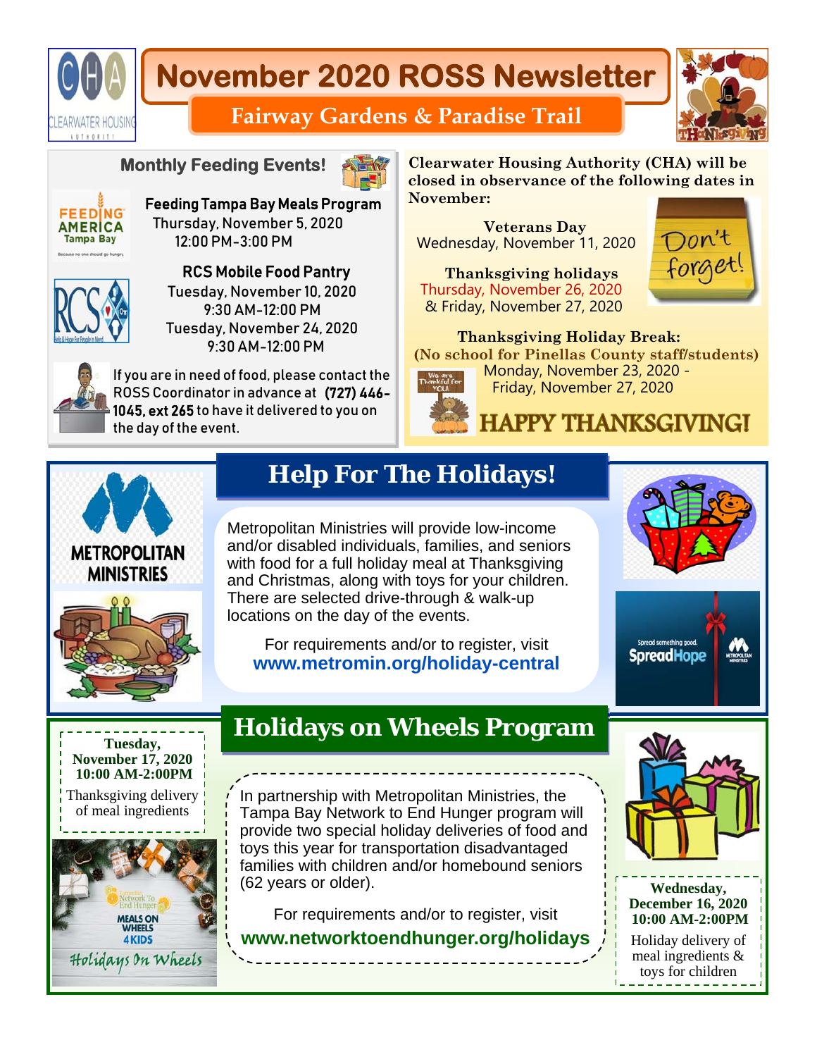# November 2020 ROSS Newsletter

## Fairway Gardens & Paradise Trail

### Monthly Feeding Events!

**Feeding Tampa Bay Meals Program**
Thursday, November 5, 2020
12:00 PM-3:00 PM

**RCS Mobile Food Pantry**
Tuesday, November 10, 2020
9:30 AM-12:00 PM
Tuesday, November 24, 2020
9:30 AM-12:00 PM

If you are in need of food, please contact the ROSS Coordinator in advance at **(727) 446-1045, ext 265** to have it delivered to you on the day of the event.

**Clearwater Housing Authority (CHA) will be closed in observance of the following dates in November:**

**Veterans Day**
Wednesday, November 11, 2020

**Thanksgiving holidays**
Thursday, November 26, 2020
& Friday, November 27, 2020

**Thanksgiving Holiday Break:**
**(No school for Pinellas County staff/students)**
Monday, November 23, 2020 - Friday, November 27, 2020

**HAPPY THANKSGIVING!**

## Help For The Holidays!

Metropolitan Ministries will provide low-income and/or disabled individuals, families, and seniors with food for a full holiday meal at Thanksgiving and Christmas, along with toys for your children. There are selected drive-through & walk-up locations on the day of the events.

For requirements and/or to register, visit
**www.metromin.org/holiday-central**

## Holidays on Wheels Program

**Tuesday, November 17, 2020**
**10:00 AM-2:00PM**
Thanksgiving delivery of meal ingredients

In partnership with Metropolitan Ministries, the Tampa Bay Network to End Hunger program will provide two special holiday deliveries of food and toys this year for transportation disadvantaged families with children and/or homebound seniors (62 years or older).

For requirements and/or to register, visit
**www.networktoendhunger.org/holidays**

**Wednesday, December 16, 2020**
**10:00 AM-2:00PM**
Holiday delivery of meal ingredients & toys for children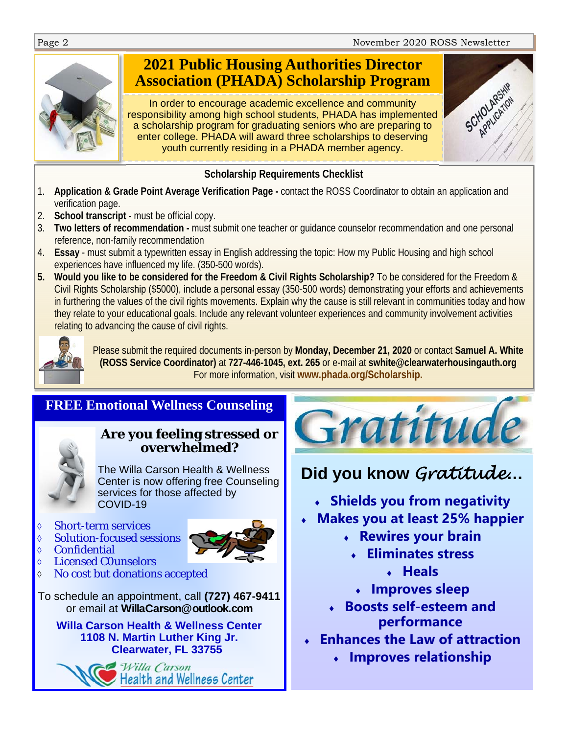# 2021 Public Housing Authorities Director Association (PHADA) Scholarship Program

In order to encourage academic excellence and community responsibility among high school students, PHADA has implemented a scholarship program for graduating seniors who are preparing to enter college. PHADA will award three scholarships to deserving youth currently residing in a PHADA member agency.

### Scholarship Requirements Checklist

1. **Application & Grade Point Average Verification Page -** contact the ROSS Coordinator to obtain an application and verification page.
2. **School transcript -** must be official copy.
3. **Two letters of recommendation -** must submit one teacher or guidance counselor recommendation and one personal reference, non-family recommendation
4. **Essay** - must submit a typewritten essay in English addressing the topic: How my Public Housing and high school experiences have influenced my life. (350-500 words).
5. **Would you like to be considered for the Freedom & Civil Rights Scholarship?** To be considered for the Freedom & Civil Rights Scholarship ($5000), include a personal essay (350-500 words) demonstrating your efforts and achievements in furthering the values of the civil rights movements. Explain why the cause is still relevant in communities today and how they relate to your educational goals. Include any relevant volunteer experiences and community involvement activities relating to advancing the cause of civil rights.

Please submit the required documents in-person by **Monday, December 21, 2020** or contact **Samuel A. White (ROSS Service Coordinator)** at **727-446-1045, ext. 265** or e-mail at **swhite@clearwaterhousingauth.org**
For more information, visit **www.phada.org/Scholarship.**

## FREE Emotional Wellness Counseling

### Are you feeling stressed or overwhelmed?

The Willa Carson Health & Wellness Center is now offering free Counseling services for those affected by COVID-19

- Short-term services
- Solution-focused sessions
- Confidential
- Licensed C0unselors
- No cost but donations accepted

To schedule an appointment, call **(727) 467-9411** or email at **WillaCarson@outlook.com**

**Willa Carson Health & Wellness Center**
**1108 N. Martin Luther King Jr.**
**Clearwater, FL 33755**

Willa Carson Health and Wellness Center

## Gratitude

### Did you know *Gratitude*...

- **Shields you from negativity**
- **Makes you at least 25% happier**
- **Rewires your brain**
- **Eliminates stress**
- **Heals**
- **Improves sleep**
- **Boosts self-esteem and performance**
- **Enhances the Law of attraction**
- **Improves relationship**